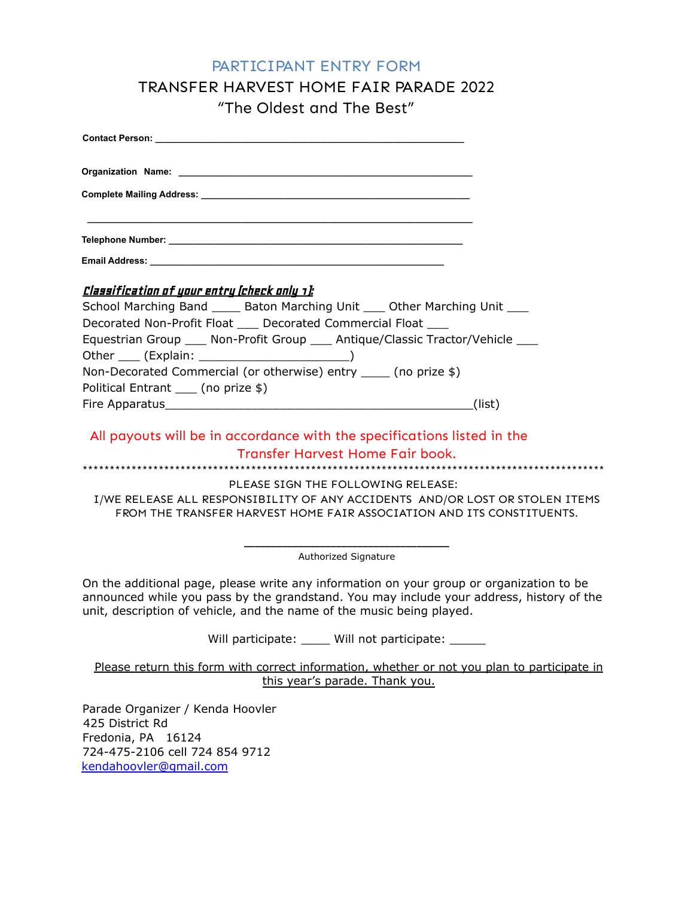# PARTICIPANT ENTRY FORM

## TRANSFER HARVEST HOME FAIR PARADE 2022

### "The Oldest and The Best"

**Contact Person:** _______________________________________________

**Organization Name:** _______________________________________________

**Complete Mailing Address:** _______________________________________________

_______________________________________________

**Telephone Number:** _______________________________________________

**Email Address:** _______________________________________________

***Classification of your entry (check only 1):***

School Marching Band ____ Baton Marching Unit ___ Other Marching Unit ___

Decorated Non-Profit Float ___ Decorated Commercial Float ___

Equestrian Group ___ Non-Profit Group ___ Antique/Classic Tractor/Vehicle ___

Other ___ (Explain: ______________________)

Non-Decorated Commercial (or otherwise) entry ____ (no prize $)

Political Entrant ___ (no prize $)

Fire Apparatus_____________________________________________(list)

All payouts will be in accordance with the specifications listed in the Transfer Harvest Home Fair book.

***********************************************************************************************

PLEASE SIGN THE FOLLOWING RELEASE:

I/WE RELEASE ALL RESPONSIBILITY OF ANY ACCIDENTS AND/OR LOST OR STOLEN ITEMS FROM THE TRANSFER HARVEST HOME FAIR ASSOCIATION AND ITS CONSTITUENTS.

______________________________

Authorized Signature

On the additional page, please write any information on your group or organization to be announced while you pass by the grandstand. You may include your address, history of the unit, description of vehicle, and the name of the music being played.

Will participate: ____ Will not participate: _____

Please return this form with correct information, whether or not you plan to participate in this year's parade. Thank you.

Parade Organizer / Kenda Hoovler
425 District Rd
Fredonia, PA 16124
724-475-2106 cell 724 854 9712
kendahoovler@gmail.com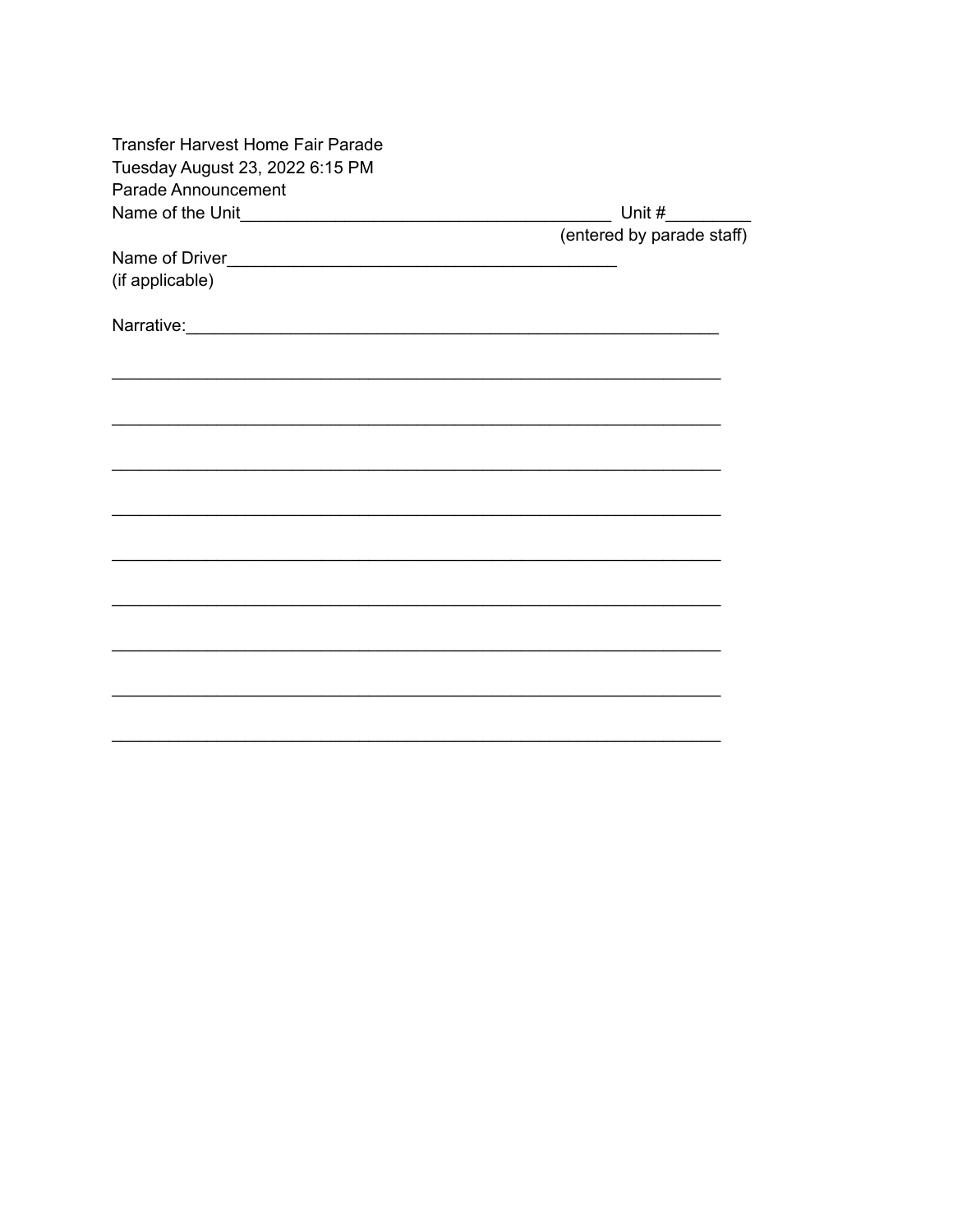Transfer Harvest Home Fair Parade
Tuesday August 23, 2022 6:15 PM
Parade Announcement

Name of the Unit_______________________________________ Unit #_________
(entered by parade staff)

Name of Driver_________________________________________
(if applicable)

Narrative:_________________________________________________________

___________________________________________________________________

___________________________________________________________________

___________________________________________________________________

___________________________________________________________________

___________________________________________________________________

___________________________________________________________________

___________________________________________________________________

___________________________________________________________________

___________________________________________________________________